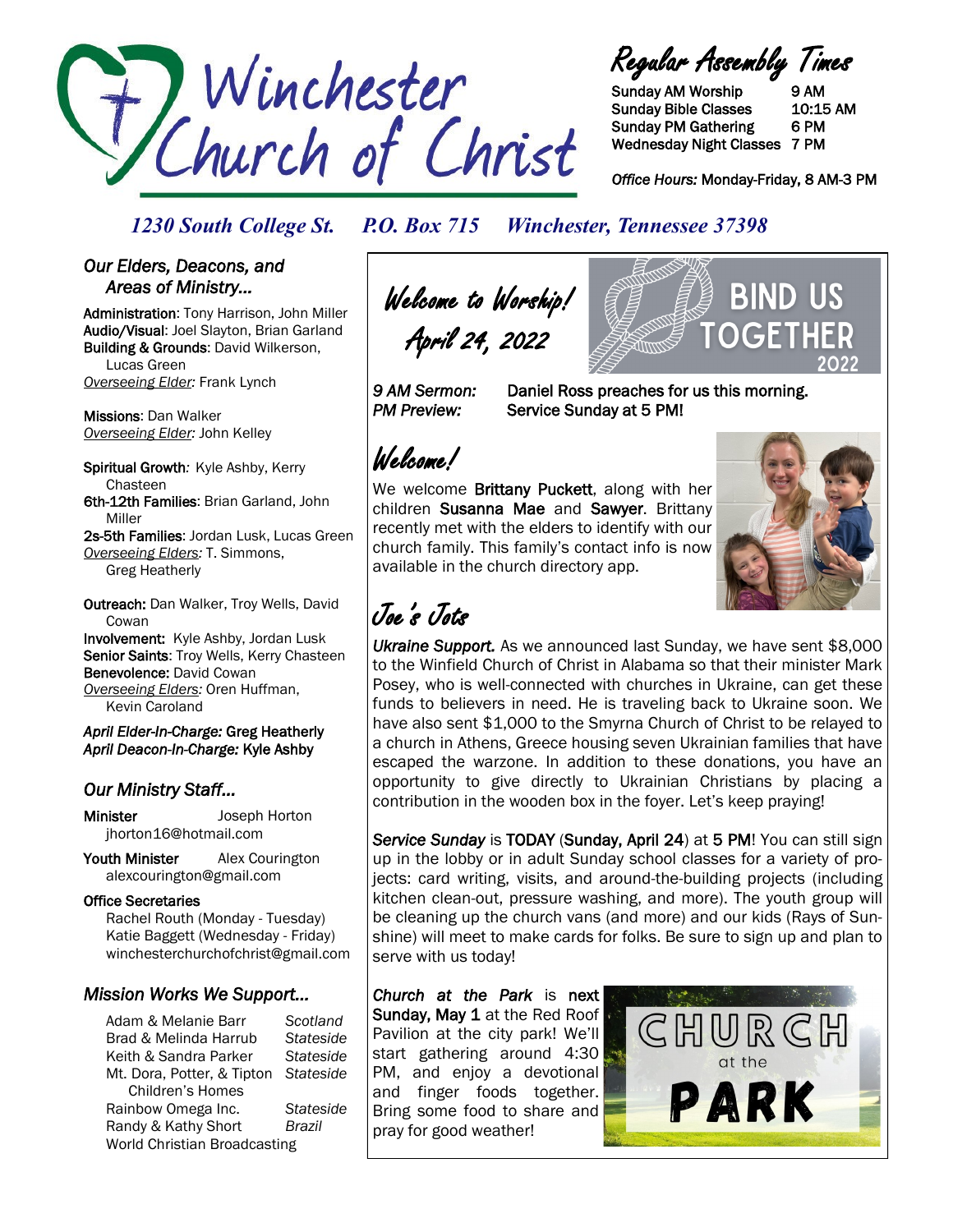# Winchester Church of Christ

## Regular Assembly Times

| | |
|---|---|
| Sunday AM Worship | 9 AM |
| Sunday Bible Classes | 10:15 AM |
| Sunday PM Gathering | 6 PM |
| Wednesday Night Classes | 7 PM |

*Office Hours:* Monday-Friday, 8 AM-3 PM

***1230 South College St. P.O. Box 715 Winchester, Tennessee 37398***

## *Our Elders, Deacons, and Areas of Ministry...*

**Administration**: Tony Harrison, John Miller
**Audio/Visual**: Joel Slayton, Brian Garland
**Building & Grounds**: David Wilkerson, Lucas Green
*Overseeing Elder:* Frank Lynch

**Missions**: Dan Walker
*Overseeing Elder:* John Kelley

**Spiritual Growth**: Kyle Ashby, Kerry Chasteen
**6th-12th Families**: Brian Garland, John Miller
**2s-5th Families**: Jordan Lusk, Lucas Green
*Overseeing Elders:* T. Simmons, Greg Heatherly

**Outreach:** Dan Walker, Troy Wells, David Cowan
**Involvement:** Kyle Ashby, Jordan Lusk
**Senior Saints**: Troy Wells, Kerry Chasteen
**Benevolence:** David Cowan
*Overseeing Elders:* Oren Huffman, Kevin Caroland

***April Elder-In-Charge:*** **Greg Heatherly**
***April Deacon-In-Charge:*** **Kyle Ashby**

## *Our Ministry Staff...*

**Minister** Joseph Horton
jhorton16@hotmail.com

**Youth Minister** Alex Courington
alexcourington@gmail.com

**Office Secretaries**
Rachel Routh (Monday - Tuesday)
Katie Baggett (Wednesday - Friday)
winchesterchurchofchrist@gmail.com

## *Mission Works We Support...*

| | |
|---|---|
| Adam & Melanie Barr | *Scotland* |
| Brad & Melinda Harrub | *Stateside* |
| Keith & Sandra Parker | *Stateside* |
| Mt. Dora, Potter, & Tipton Children's Homes | *Stateside* |
| Rainbow Omega Inc. | *Stateside* |
| Randy & Kathy Short | *Brazil* |
| World Christian Broadcasting | |

## *Welcome to Worship! April 24, 2022*

BIND US TOGETHER 2022

*9 AM Sermon:* Daniel Ross preaches for us this morning.
*PM Preview:* Service Sunday at 5 PM!

## *Welcome!*

We welcome **Brittany Puckett**, along with her children **Susanna Mae** and **Sawyer**. Brittany recently met with the elders to identify with our church family. This family's contact info is now available in the church directory app.

## *Joe's Jots*

***Ukraine Support.*** As we announced last Sunday, we have sent $8,000 to the Winfield Church of Christ in Alabama so that their minister Mark Posey, who is well-connected with churches in Ukraine, can get these funds to believers in need. He is traveling back to Ukraine soon. We have also sent $1,000 to the Smyrna Church of Christ to be relayed to a church in Athens, Greece housing seven Ukrainian families that have escaped the warzone. In addition to these donations, you have an opportunity to give directly to Ukrainian Christians by placing a contribution in the wooden box in the foyer. Let's keep praying!

***Service Sunday*** is **TODAY** (**Sunday, April 24**) at **5 PM**! You can still sign up in the lobby or in adult Sunday school classes for a variety of projects: card writing, visits, and around-the-building projects (including kitchen clean-out, pressure washing, and more). The youth group will be cleaning up the church vans (and more) and our kids (Rays of Sunshine) will meet to make cards for folks. Be sure to sign up and plan to serve with us today!

***Church at the Park*** is **next Sunday, May 1** at the Red Roof Pavilion at the city park! We'll start gathering around 4:30 PM, and enjoy a devotional and finger foods together. Bring some food to share and pray for good weather!

CHURCH at the PARK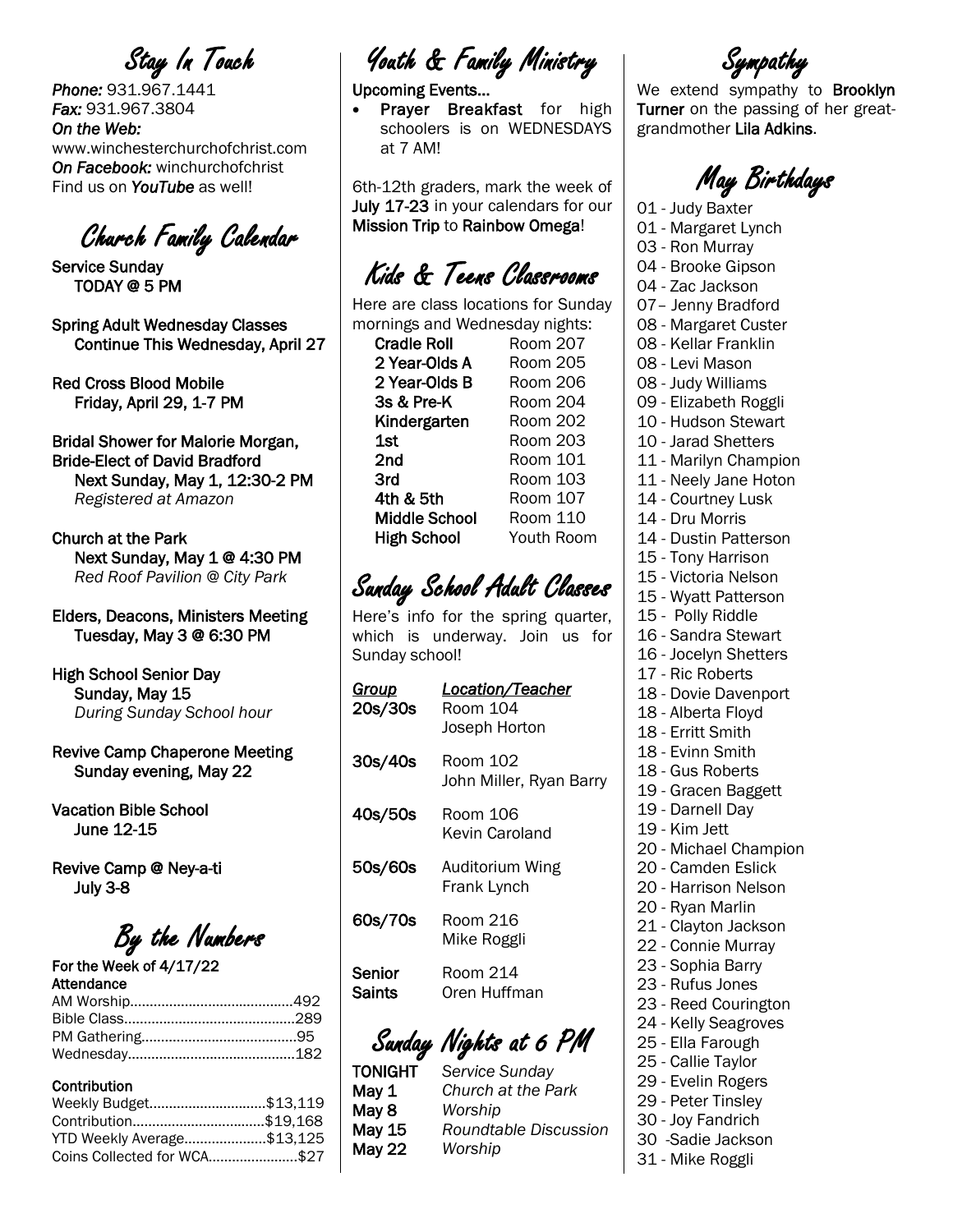## Stay In Touch

*Phone:* 931.967.1441
*Fax:* 931.967.3804
*On the Web:*
www.winchesterchurchofchrist.com
*On Facebook:* winchurchofchrist
Find us on *YouTube* as well!

## Church Family Calendar

**Service Sunday**
**TODAY @ 5 PM**

**Spring Adult Wednesday Classes**
**Continue This Wednesday, April 27**

**Red Cross Blood Mobile**
**Friday, April 29, 1-7 PM**

**Bridal Shower for Malorie Morgan, Bride-Elect of David Bradford**
**Next Sunday, May 1, 12:30-2 PM**
*Registered at Amazon*

**Church at the Park**
**Next Sunday, May 1 @ 4:30 PM**
*Red Roof Pavilion @ City Park*

**Elders, Deacons, Ministers Meeting**
**Tuesday, May 3 @ 6:30 PM**

**High School Senior Day**
**Sunday, May 15**
*During Sunday School hour*

**Revive Camp Chaperone Meeting**
**Sunday evening, May 22**

**Vacation Bible School**
**June 12-15**

**Revive Camp @ Ney-a-ti**
**July 3-8**

## By the Numbers

**For the Week of 4/17/22**

**Attendance**

| | |
|---|---|
| AM Worship | 492 |
| Bible Class | 289 |
| PM Gathering | 95 |
| Wednesday | 182 |

**Contribution**

| | |
|---|---|
| Weekly Budget | $13,119 |
| Contribution | $19,168 |
| YTD Weekly Average | $13,125 |
| Coins Collected for WCA | $27 |

## Youth & Family Ministry

**Upcoming Events...**

- **Prayer Breakfast** for high schoolers is on WEDNESDAYS at 7 AM!

6th-12th graders, mark the week of **July 17-23** in your calendars for our **Mission Trip** to **Rainbow Omega**!

## Kids & Teens Classrooms

Here are class locations for Sunday mornings and Wednesday nights:

| | |
|---|---|
| **Cradle Roll** | Room 207 |
| **2 Year-Olds A** | Room 205 |
| **2 Year-Olds B** | Room 206 |
| **3s & Pre-K** | Room 204 |
| **Kindergarten** | Room 202 |
| **1st** | Room 203 |
| **2nd** | Room 101 |
| **3rd** | Room 103 |
| **4th & 5th** | Room 107 |
| **Middle School** | Room 110 |
| **High School** | Youth Room |

## Sunday School Adult Classes

Here's info for the spring quarter, which is underway. Join us for Sunday school!

| ***Group*** | ***Location/Teacher*** |
|---|---|
| **20s/30s** | Room 104<br>Joseph Horton |
| **30s/40s** | Room 102<br>John Miller, Ryan Barry |
| **40s/50s** | Room 106<br>Kevin Caroland |
| **50s/60s** | Auditorium Wing<br>Frank Lynch |
| **60s/70s** | Room 216<br>Mike Roggli |
| **Senior Saints** | Room 214<br>Oren Huffman |

## Sunday Nights at 6 PM

| | |
|---|---|
| **TONIGHT** | *Service Sunday* |
| **May 1** | *Church at the Park* |
| **May 8** | *Worship* |
| **May 15** | *Roundtable Discussion* |
| **May 22** | *Worship* |

## Sympathy

We extend sympathy to **Brooklyn Turner** on the passing of her great-grandmother **Lila Adkins**.

## May Birthdays

01 - Judy Baxter
01 - Margaret Lynch
03 - Ron Murray
04 - Brooke Gipson
04 - Zac Jackson
07– Jenny Bradford
08 - Margaret Custer
08 - Kellar Franklin
08 - Levi Mason
08 - Judy Williams
09 - Elizabeth Roggli
10 - Hudson Stewart
10 - Jarad Shetters
11 - Marilyn Champion
11 - Neely Jane Hoton
14 - Courtney Lusk
14 - Dru Morris
14 - Dustin Patterson
15 - Tony Harrison
15 - Victoria Nelson
15 - Wyatt Patterson
15 - Polly Riddle
16 - Sandra Stewart
16 - Jocelyn Shetters
17 - Ric Roberts
18 - Dovie Davenport
18 - Alberta Floyd
18 - Erritt Smith
18 - Evinn Smith
18 - Gus Roberts
19 - Gracen Baggett
19 - Darnell Day
19 - Kim Jett
20 - Michael Champion
20 - Camden Eslick
20 - Harrison Nelson
20 - Ryan Marlin
21 - Clayton Jackson
22 - Connie Murray
23 - Sophia Barry
23 - Rufus Jones
23 - Reed Courington
24 - Kelly Seagroves
25 - Ella Farough
25 - Callie Taylor
29 - Evelin Rogers
29 - Peter Tinsley
30 - Joy Fandrich
30 -Sadie Jackson
31 - Mike Roggli